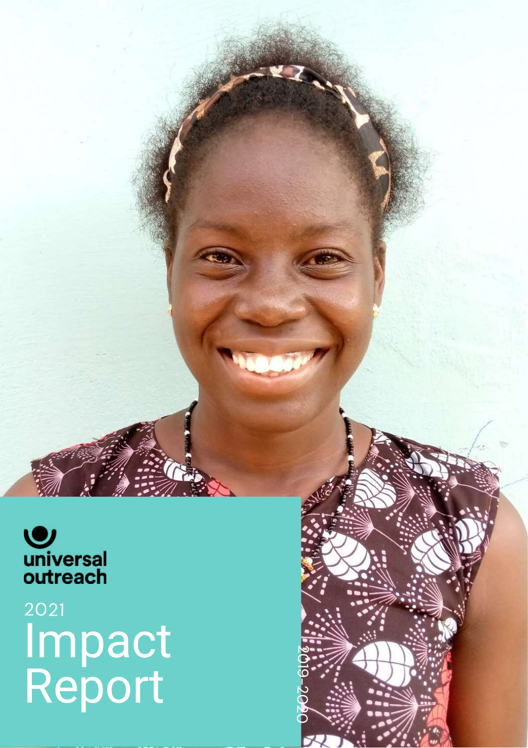universal outreach

2021

# Impact Report

2019-2020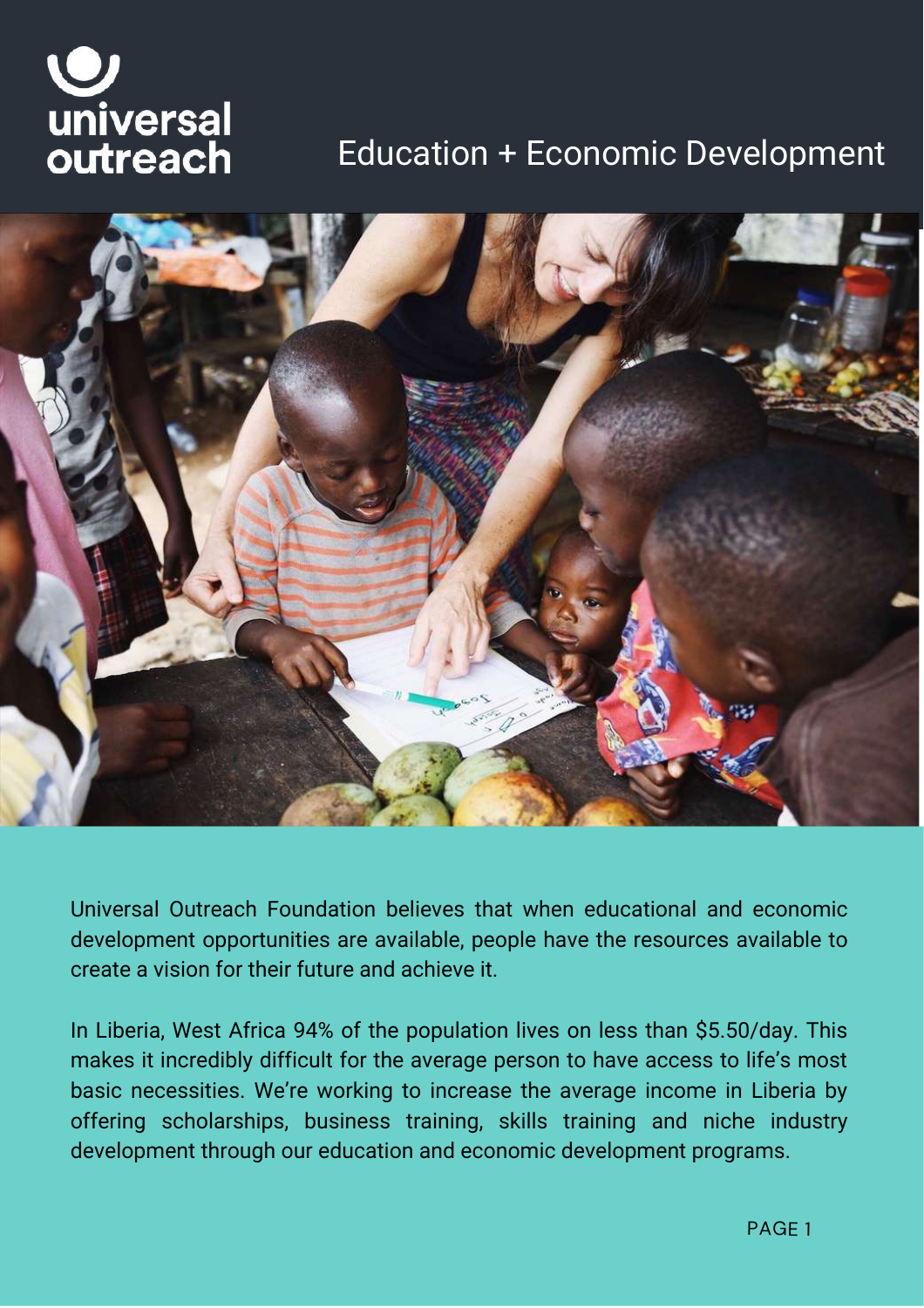# universal outreach

## Education + Economic Development

Universal Outreach Foundation believes that when educational and economic development opportunities are available, people have the resources available to create a vision for their future and achieve it.

In Liberia, West Africa 94% of the population lives on less than $5.50/day. This makes it incredibly difficult for the average person to have access to life's most basic necessities. We're working to increase the average income in Liberia by offering scholarships, business training, skills training and niche industry development through our education and economic development programs.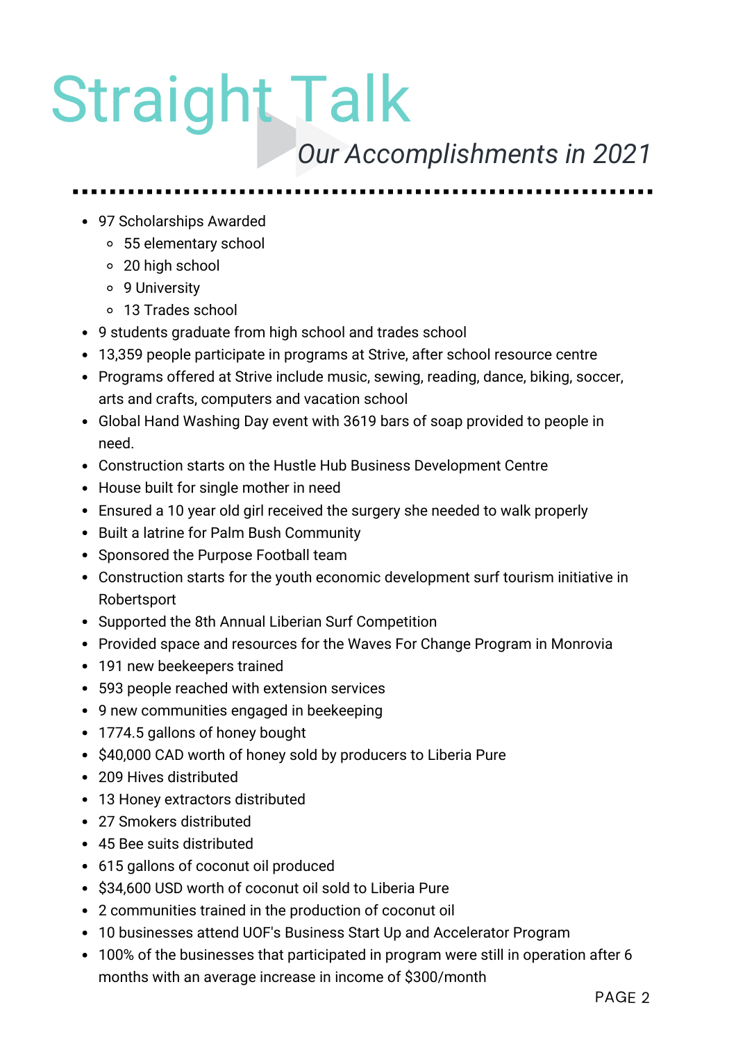# Straight Talk

## *Our Accomplishments in 2021*

- 97 Scholarships Awarded
  - 55 elementary school
  - 20 high school
  - 9 University
  - 13 Trades school
- 9 students graduate from high school and trades school
- 13,359 people participate in programs at Strive, after school resource centre
- Programs offered at Strive include music, sewing, reading, dance, biking, soccer, arts and crafts, computers and vacation school
- Global Hand Washing Day event with 3619 bars of soap provided to people in need.
- Construction starts on the Hustle Hub Business Development Centre
- House built for single mother in need
- Ensured a 10 year old girl received the surgery she needed to walk properly
- Built a latrine for Palm Bush Community
- Sponsored the Purpose Football team
- Construction starts for the youth economic development surf tourism initiative in Robertsport
- Supported the 8th Annual Liberian Surf Competition
- Provided space and resources for the Waves For Change Program in Monrovia
- 191 new beekeepers trained
- 593 people reached with extension services
- 9 new communities engaged in beekeeping
- 1774.5 gallons of honey bought
- $40,000 CAD worth of honey sold by producers to Liberia Pure
- 209 Hives distributed
- 13 Honey extractors distributed
- 27 Smokers distributed
- 45 Bee suits distributed
- 615 gallons of coconut oil produced
- $34,600 USD worth of coconut oil sold to Liberia Pure
- 2 communities trained in the production of coconut oil
- 10 businesses attend UOF's Business Start Up and Accelerator Program
- 100% of the businesses that participated in program were still in operation after 6 months with an average increase in income of $300/month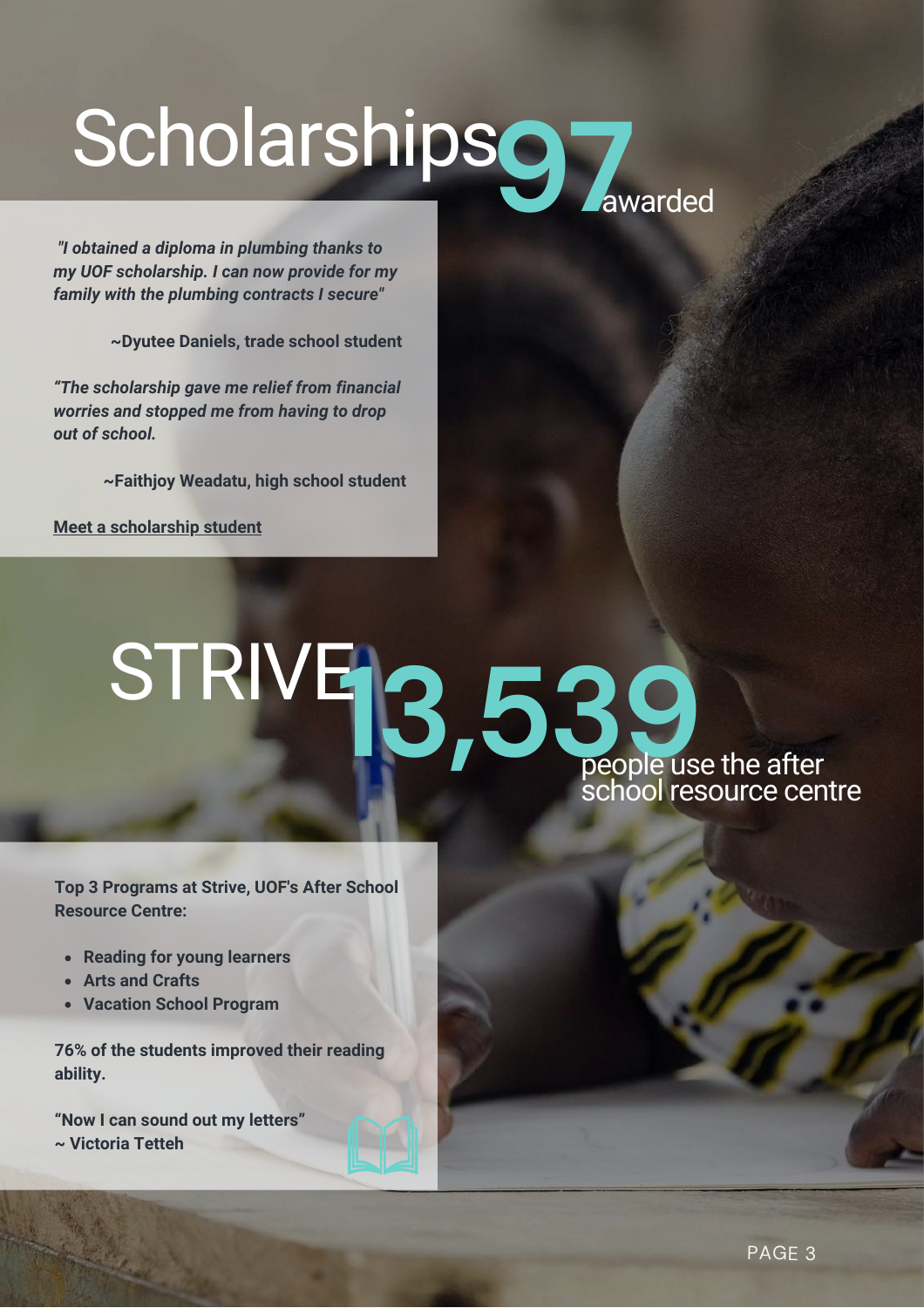# Scholarships 97 awarded

*"I obtained a diploma in plumbing thanks to my UOF scholarship. I can now provide for my family with the plumbing contracts I secure"*

**~Dyutee Daniels, trade school student**

*"The scholarship gave me relief from financial worries and stopped me from having to drop out of school.*

**~Faithjoy Weadatu, high school student**

**Meet a scholarship student**

# STRIVE 13,539 people use the after school resource centre

**Top 3 Programs at Strive, UOF's After School Resource Centre:**

- **Reading for young learners**
- **Arts and Crafts**
- **Vacation School Program**

**76% of the students improved their reading ability.**

**"Now I can sound out my letters"**
**~ Victoria Tetteh**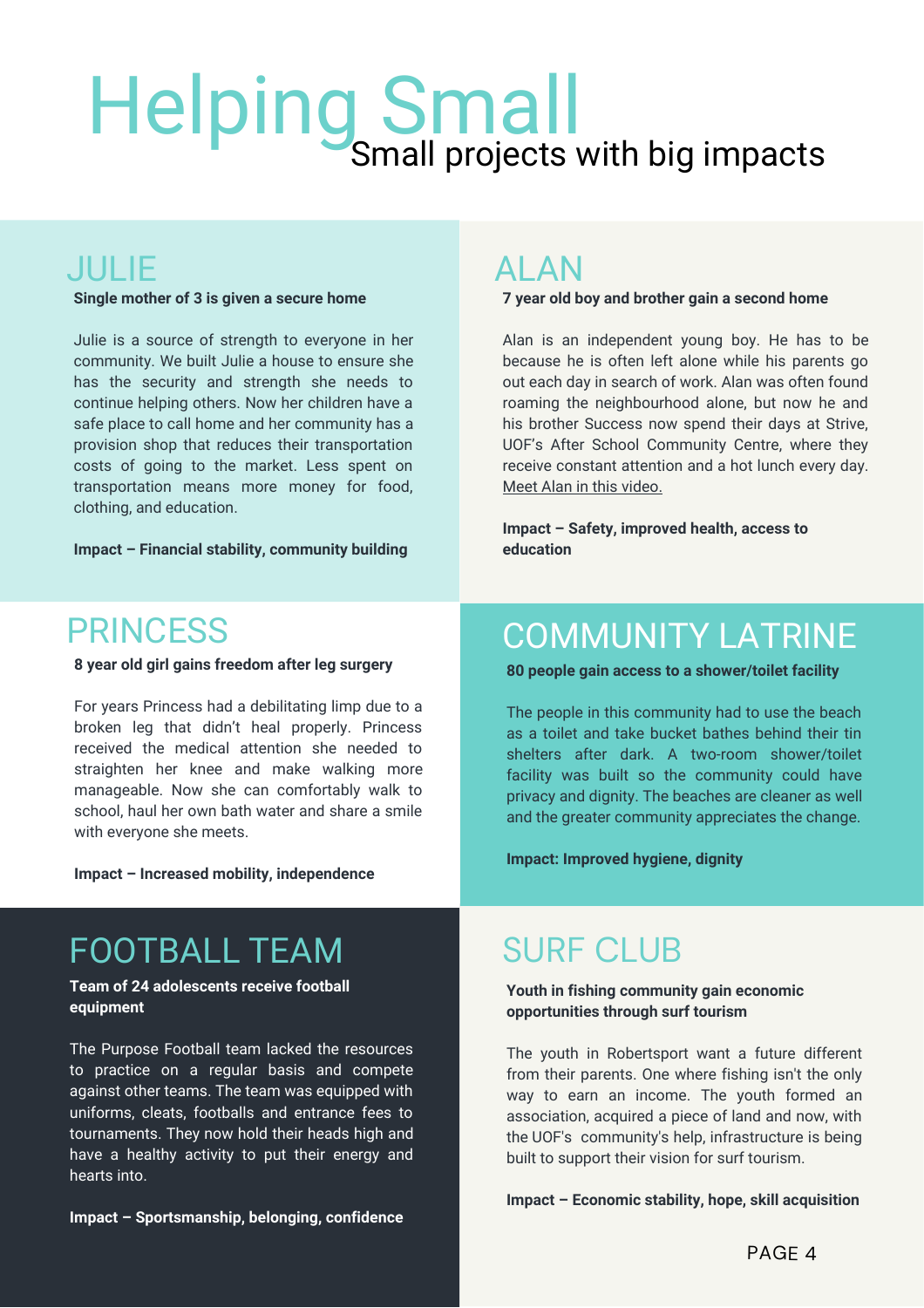# Helping Small

Small projects with big impacts

## JULIE

**Single mother of 3 is given a secure home**

Julie is a source of strength to everyone in her community. We built Julie a house to ensure she has the security and strength she needs to continue helping others. Now her children have a safe place to call home and her community has a provision shop that reduces their transportation costs of going to the market. Less spent on transportation means more money for food, clothing, and education.

**Impact – Financial stability, community building**

## ALAN

**7 year old boy and brother gain a second home**

Alan is an independent young boy. He has to be because he is often left alone while his parents go out each day in search of work. Alan was often found roaming the neighbourhood alone, but now he and his brother Success now spend their days at Strive, UOF's After School Community Centre, where they receive constant attention and a hot lunch every day. Meet Alan in this video.

**Impact – Safety, improved health, access to education**

## PRINCESS

**8 year old girl gains freedom after leg surgery**

For years Princess had a debilitating limp due to a broken leg that didn't heal properly. Princess received the medical attention she needed to straighten her knee and make walking more manageable. Now she can comfortably walk to school, haul her own bath water and share a smile with everyone she meets.

**Impact – Increased mobility, independence**

## COMMUNITY LATRINE

**80 people gain access to a shower/toilet facility**

The people in this community had to use the beach as a toilet and take bucket baths behind their tin shelters after dark. A two-room shower/toilet facility was built so the community could have privacy and dignity. The beaches are cleaner as well and the greater community appreciates the change.

**Impact: Improved hygiene, dignity**

## FOOTBALL TEAM

**Team of 24 adolescents receive football equipment**

The Purpose Football team lacked the resources to practice on a regular basis and compete against other teams. The team was equipped with uniforms, cleats, footballs and entrance fees to tournaments. They now hold their heads high and have a healthy activity to put their energy and hearts into.

**Impact – Sportsmanship, belonging, confidence**

## SURF CLUB

**Youth in fishing community gain economic opportunities through surf tourism**

The youth in Robertsport want a future different from their parents. One where fishing isn't the only way to earn an income. The youth formed an association, acquired a piece of land and now, with the UOF's community's help, infrastructure is being built to support their vision for surf tourism.

**Impact – Economic stability, hope, skill acquisition**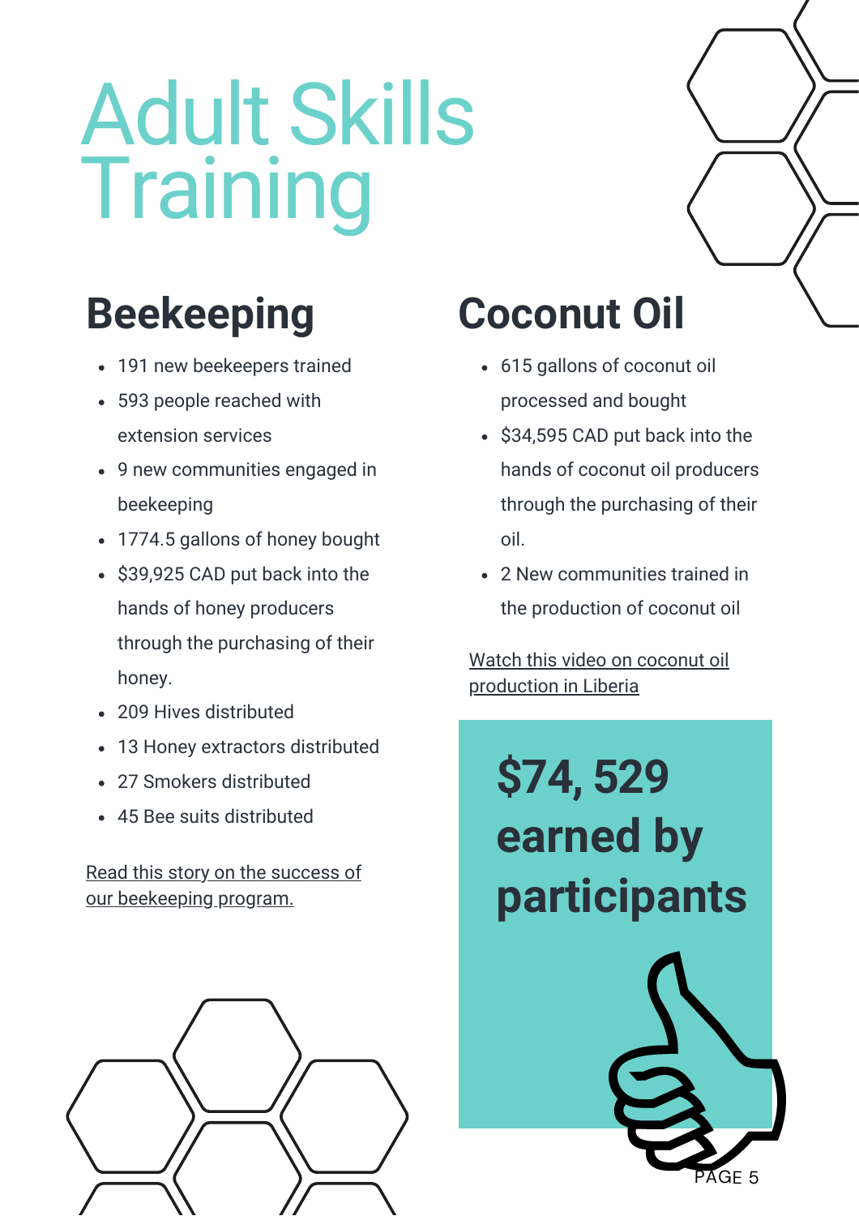# Adult Skills Training

## Beekeeping

- 191 new beekeepers trained
- 593 people reached with extension services
- 9 new communities engaged in beekeeping
- 1774.5 gallons of honey bought
- $39,925 CAD put back into the hands of honey producers through the purchasing of their honey.
- 209 Hives distributed
- 13 Honey extractors distributed
- 27 Smokers distributed
- 45 Bee suits distributed

Read this story on the success of our beekeeping program.

## Coconut Oil

- 615 gallons of coconut oil processed and bought
- $34,595 CAD put back into the hands of coconut oil producers through the purchasing of their oil.
- 2 New communities trained in the production of coconut oil

Watch this video on coconut oil production in Liberia

**$74, 529 earned by participants**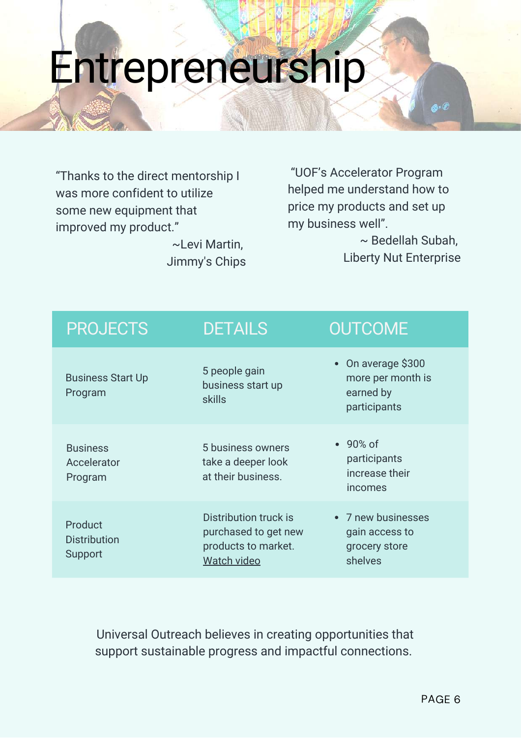# Entrepreneurship

"Thanks to the direct mentorship I was more confident to utilize some new equipment that improved my product."

~Levi Martin, Jimmy's Chips

"UOF's Accelerator Program helped me understand how to price my products and set up my business well".

~ Bedellah Subah, Liberty Nut Enterprise

| PROJECTS | DETAILS | OUTCOME |
|---|---|---|
| Business Start Up Program | 5 people gain business start up skills | • On average $300 more per month is earned by participants |
| Business Accelerator Program | 5 business owners take a deeper look at their business. | • 90% of participants increase their incomes |
| Product Distribution Support | Distribution truck is purchased to get new products to market. Watch video | • 7 new businesses gain access to grocery store shelves |

Universal Outreach believes in creating opportunities that support sustainable progress and impactful connections.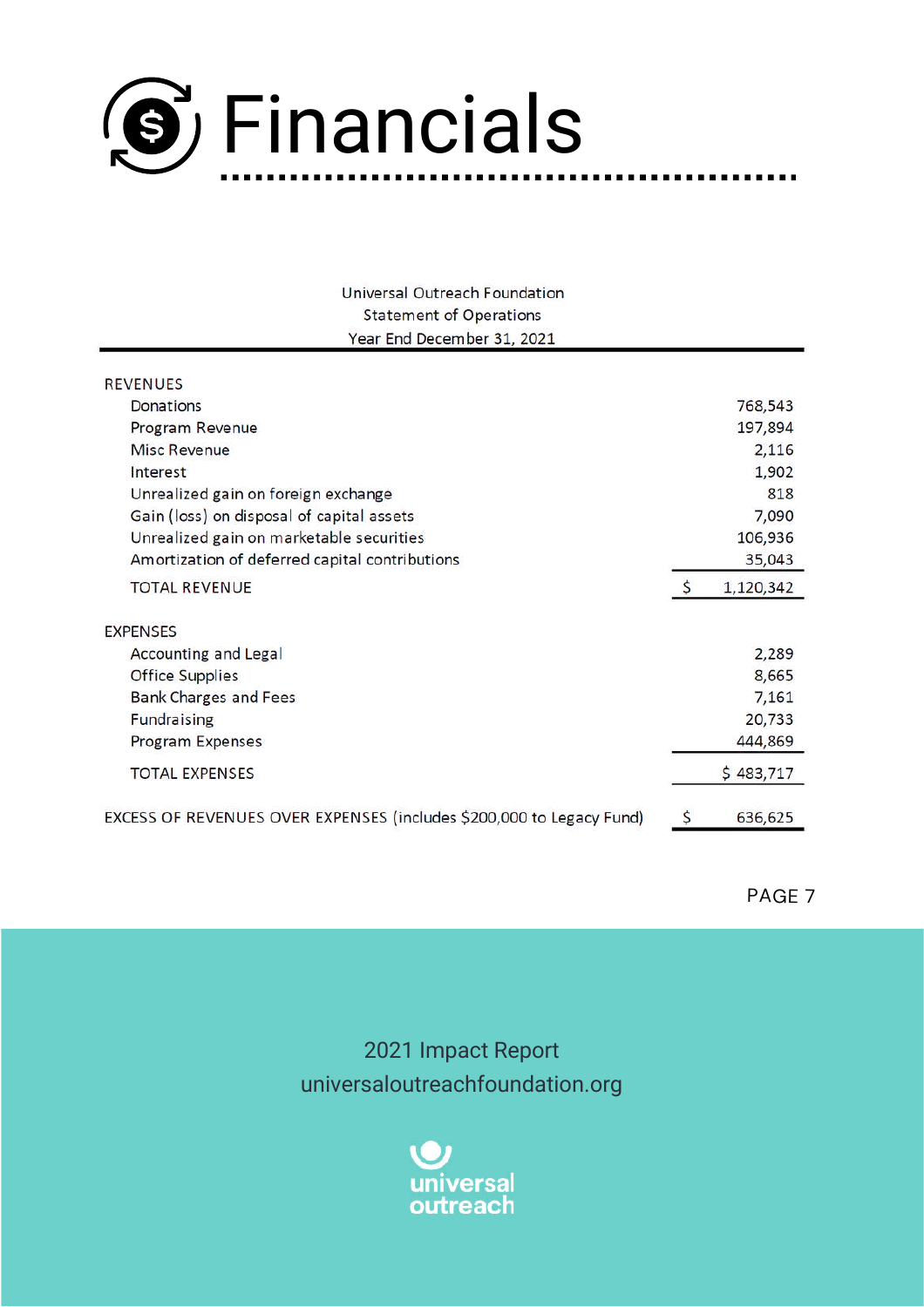# Financials

Universal Outreach Foundation
Statement of Operations
Year End December 31, 2021

| | | |
|---|---|---|
| **REVENUES** | | |
| Donations | | 768,543 |
| Program Revenue | | 197,894 |
| Misc Revenue | | 2,116 |
| Interest | | 1,902 |
| Unrealized gain on foreign exchange | | 818 |
| Gain (loss) on disposal of capital assets | | 7,090 |
| Unrealized gain on marketable securities | | 106,936 |
| Amortization of deferred capital contributions | | 35,043 |
| TOTAL REVENUE | $ | 1,120,342 |
| **EXPENSES** | | |
| Accounting and Legal | | 2,289 |
| Office Supplies | | 8,665 |
| Bank Charges and Fees | | 7,161 |
| Fundraising | | 20,733 |
| Program Expenses | | 444,869 |
| TOTAL EXPENSES | | $ 483,717 |
| EXCESS OF REVENUES OVER EXPENSES (includes $200,000 to Legacy Fund) | $ | 636,625 |

2021 Impact Report
universaloutreachfoundation.org

universal outreach